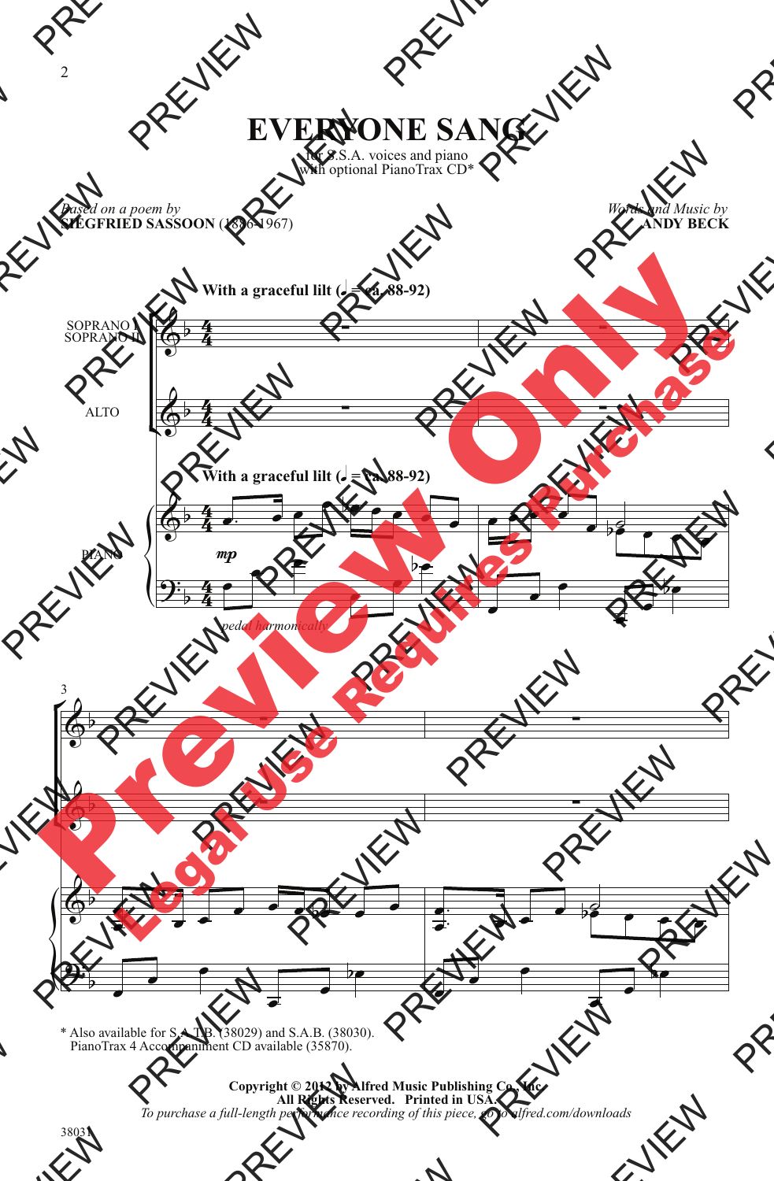# EVERYONE SANG

for S.S.A. voices and piano
with optional PianoTrax CD*

*Based on a poem by*
**SIEGFRIED SASSOON** (1886-1967)

*Words and Music by*
**ANDY BECK**

**With a graceful lilt (♩ = ca. 88-92)**

SOPRANO I
SOPRANO II

ALTO

PIANO

*mp*

*pedal harmonically*

\* Also available for S.A.T.B. (38029) and S.A.B. (38030).
PianoTrax 4 Accompaniment CD available (35870).

**Copyright © 2012 by Alfred Music Publishing Co., Inc.**
**All Rights Reserved. Printed in USA.**
*To purchase a full-length performance recording of this piece, go to alfred.com/downloads*

38031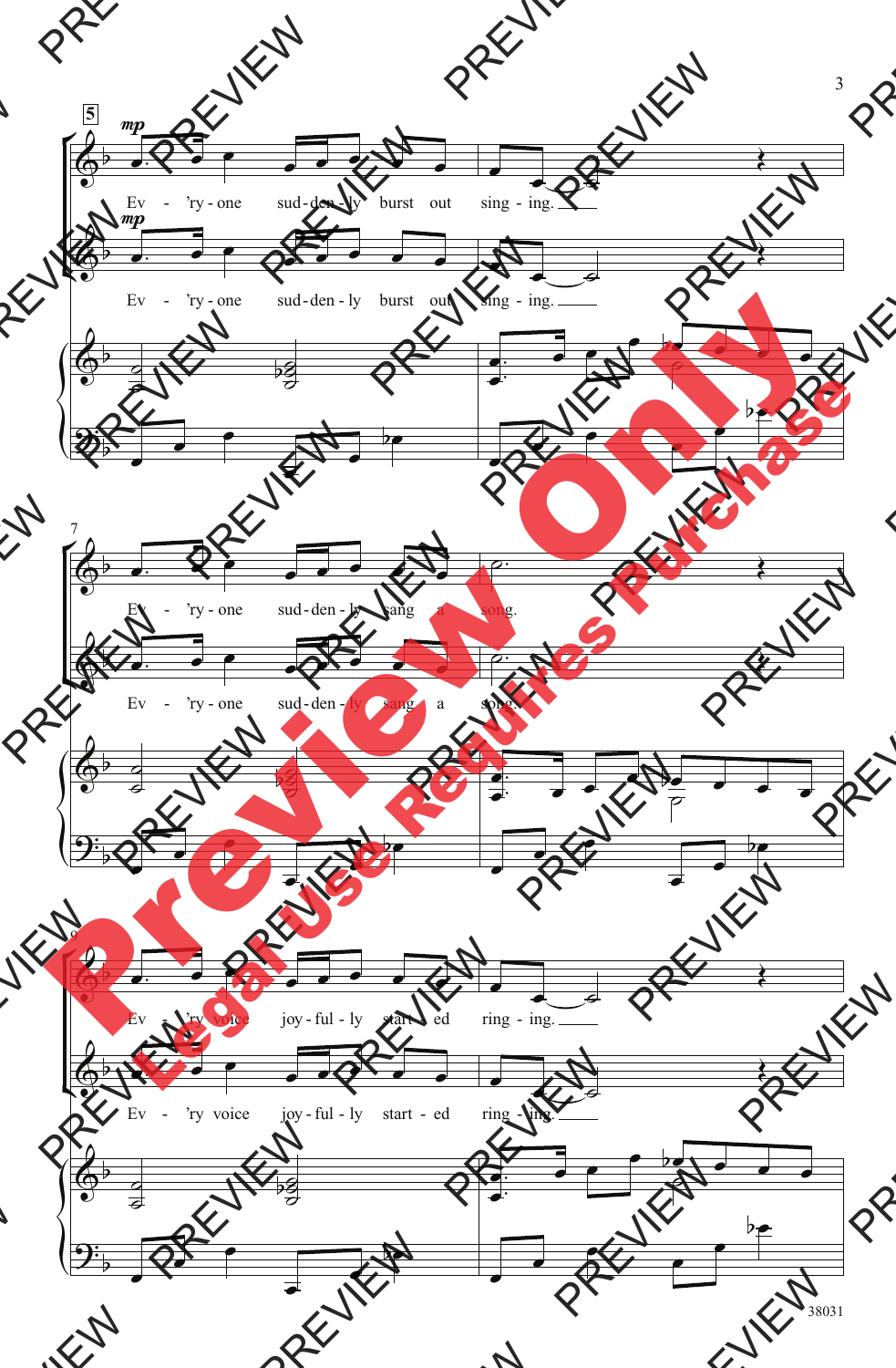Ev - 'ry - one sud - den - ly burst out sing - ing.

Ev - 'ry - one sud - den - ly sang a song.

Ev - 'ry voice joy - ful - ly start - ed ring - ing.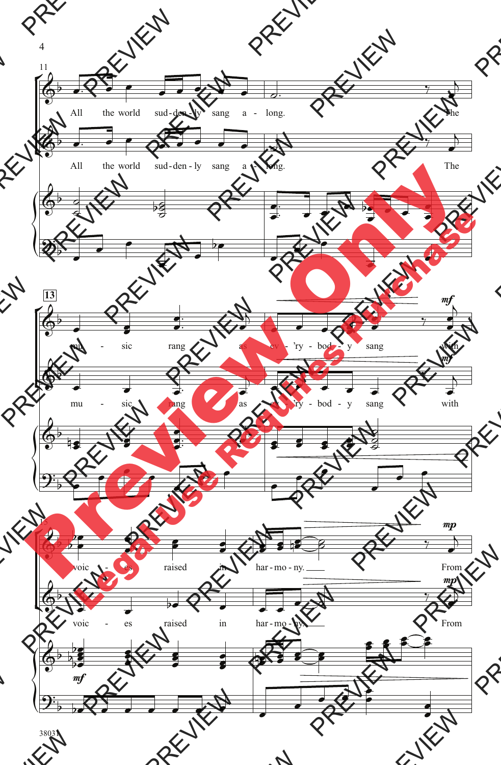All the world sud-den-ly sang a-long. The

music rang as ev-'ry-bod-y sang with

voic-es raised in har-mo-ny. From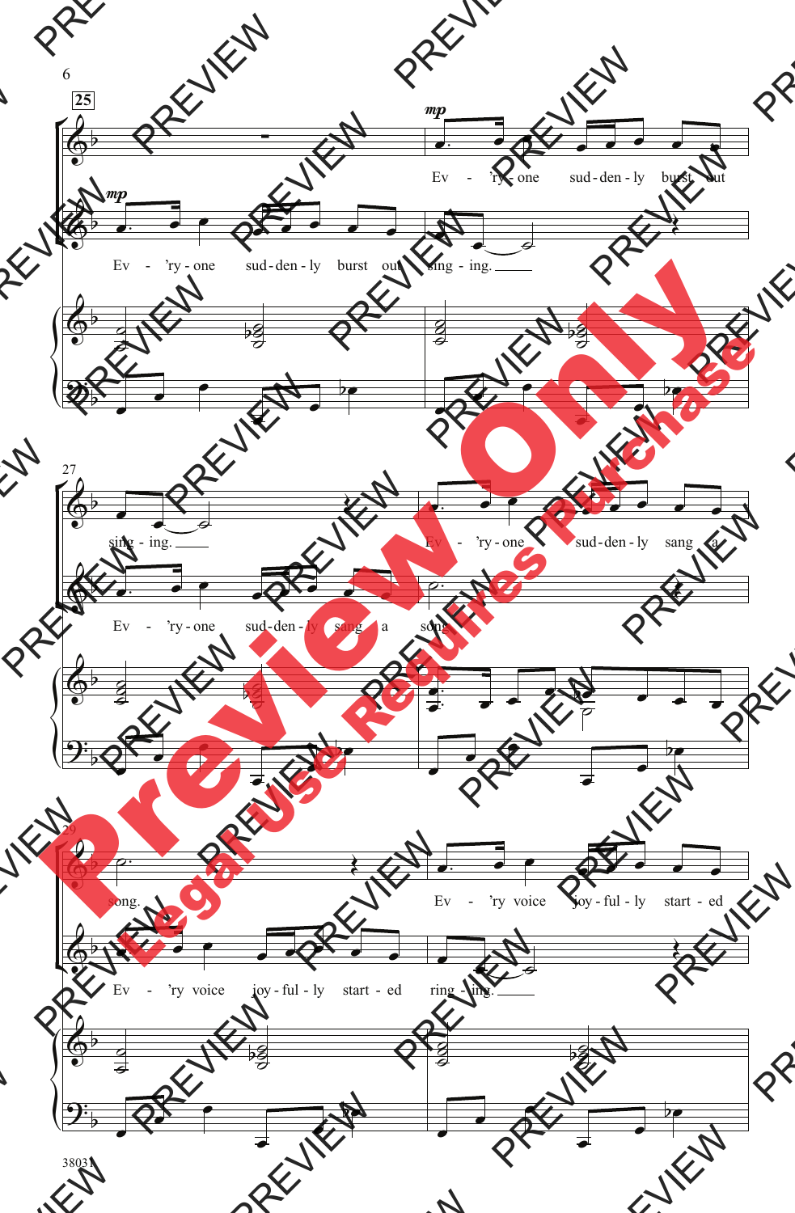25

*mp*

Ev - 'ry - one sud - den - ly burst out

*mp*

Ev - 'ry - one sud - den - ly burst out sing - ing.

27

sing - ing. Ev - 'ry - one sud - den - ly sang a

Ev - 'ry - one sud - den - ly sang a song.

29

song. Ev - 'ry voice joy - ful - ly start - ed

Ev - 'ry voice joy - ful - ly start - ed ring - ing.

Preview Only

Legal Use Requires Purchase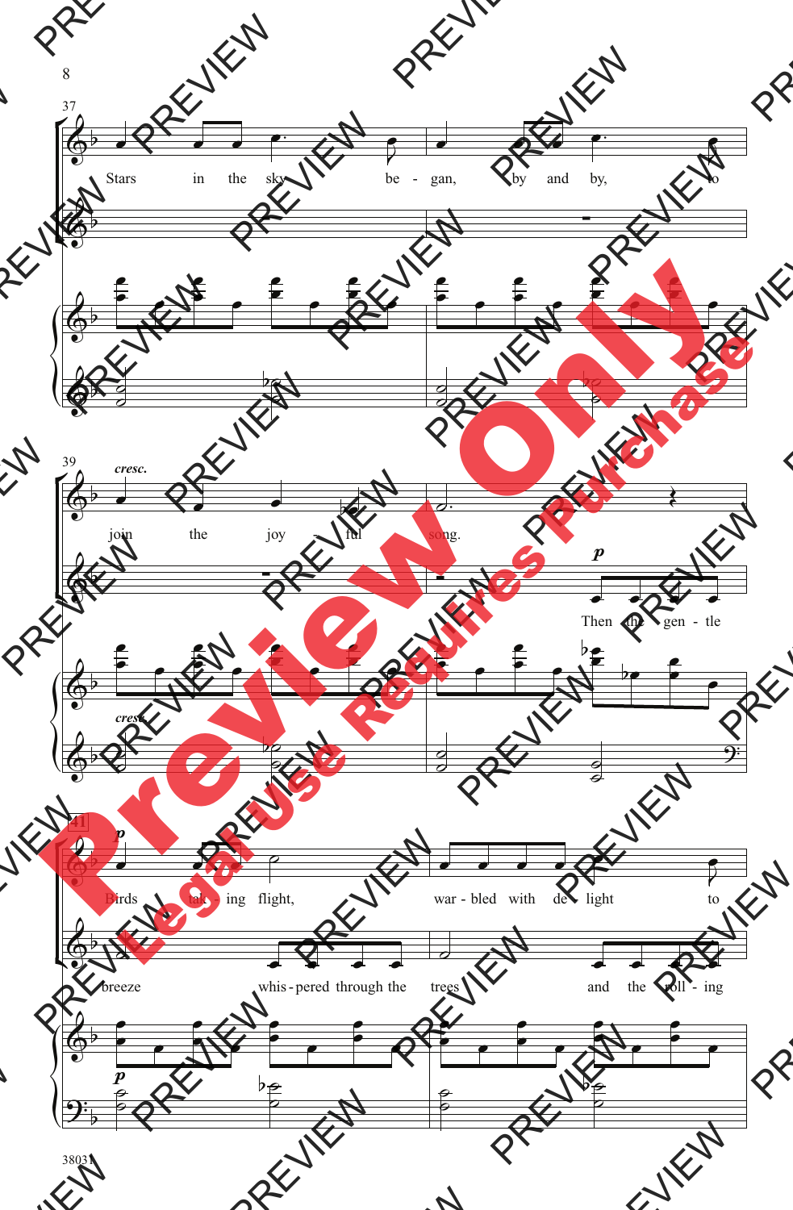37

Stars in the sky be - gan, by and by, to

39 *cresc.*

join the joy - ful song.

*p* Then the gen - tle

41 *p*

Birds tak - ing flight, war - bled with de - light to

breeze whis - pered through the trees and the roll - ing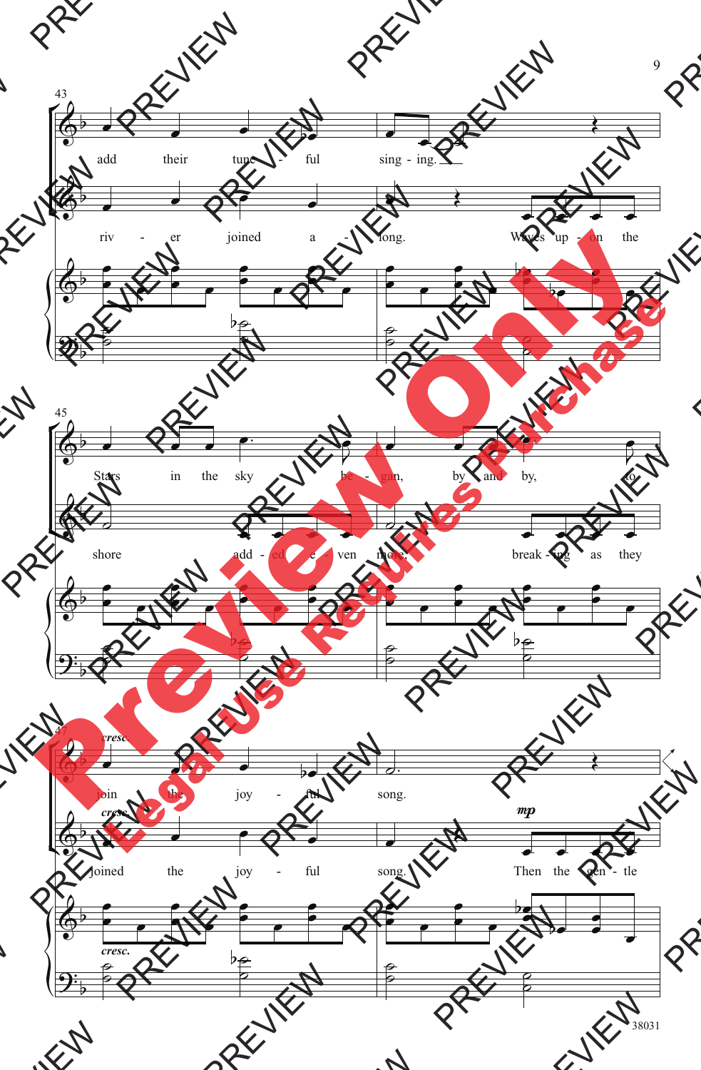43

add their tune - ful sing - ing.

riv - er joined a - long. Waves up - on the

45

Stars in the sky be - gan, by and by, to

shore add - ed e - ven more: break - ing as they

47

*cresc.*

join the joy - ful song.

*cresc.*

joined the joy - ful song. *mp* Then the gen - tle

*cresc.*

38031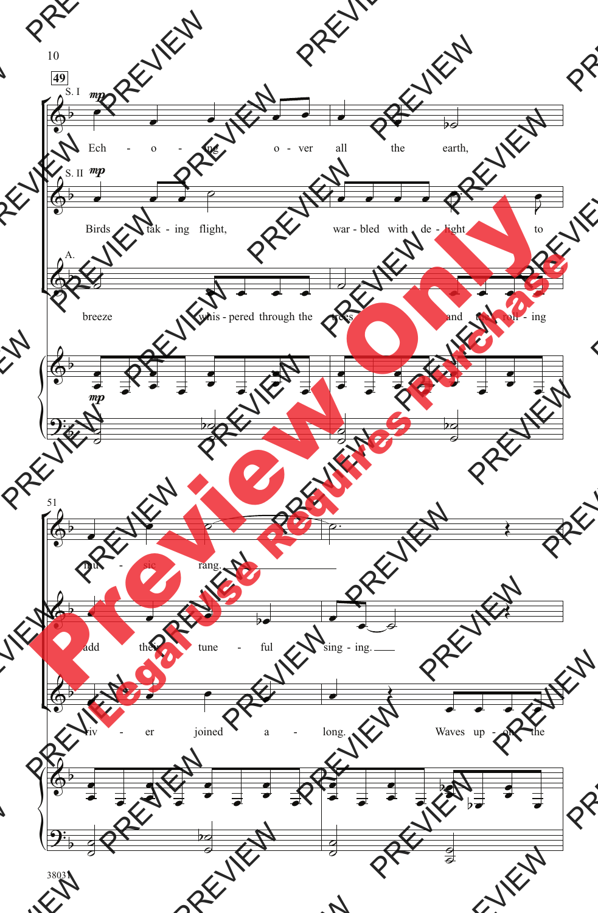**49**

S. I *mp*

Ech - o - ing o - ver all the earth,

S. II *mp*

Birds tak - ing flight, war - bled with de - light to

A.

breeze whis - pered through the trees and the roll - ing

*mp*

51

mu - sic rang.

add their tune - ful sing - ing.

riv - er joined a - long. Waves up - on the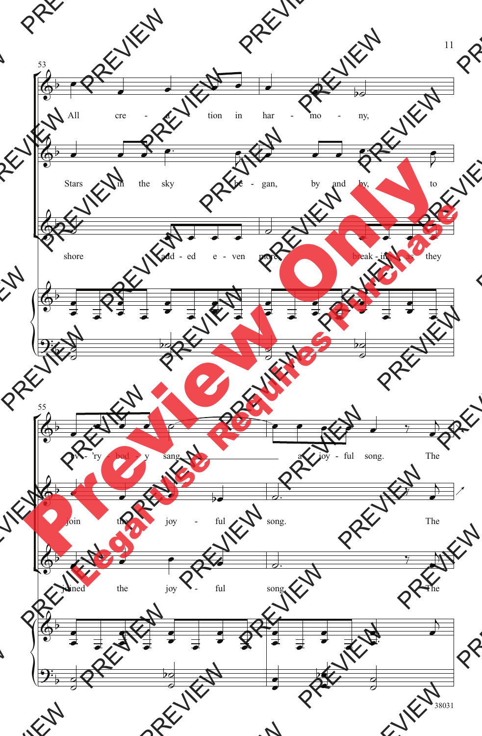53

All cre - a - tion in har - mo - ny,

Stars in the sky be - gan, by and by, to

shore add - ed e - ven more, break - ing as they

55

ev - 'ry - bod - y sang a joy - ful song. The

join the joy - ful song. The

joined the joy - ful song. The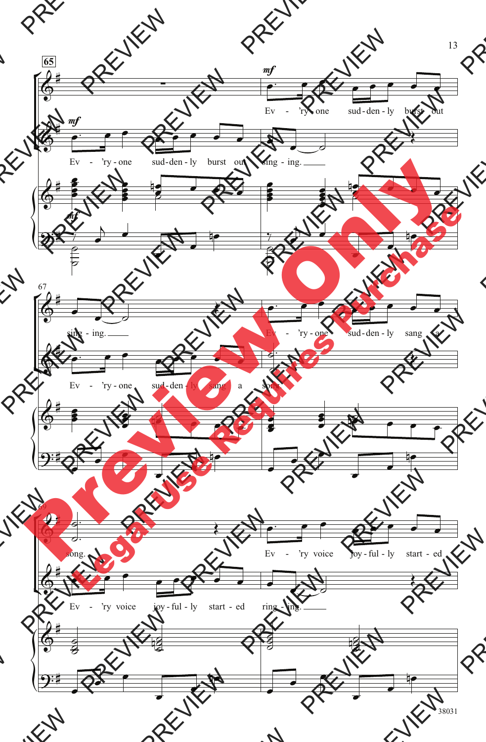**65**

*mf*

Ev - 'ry - one sud - den - ly burst out sing - ing.

Ev - 'ry - one sud - den - ly burst out sing - ing.

67

sing - ing.

Ev - 'ry - one sud - den - ly sang a

Ev - 'ry - one sud - den - ly sang a song.

69

song.

Ev - 'ry voice joy - ful - ly start - ed

Ev - 'ry voice joy - ful - ly start - ed ring - ing.

38031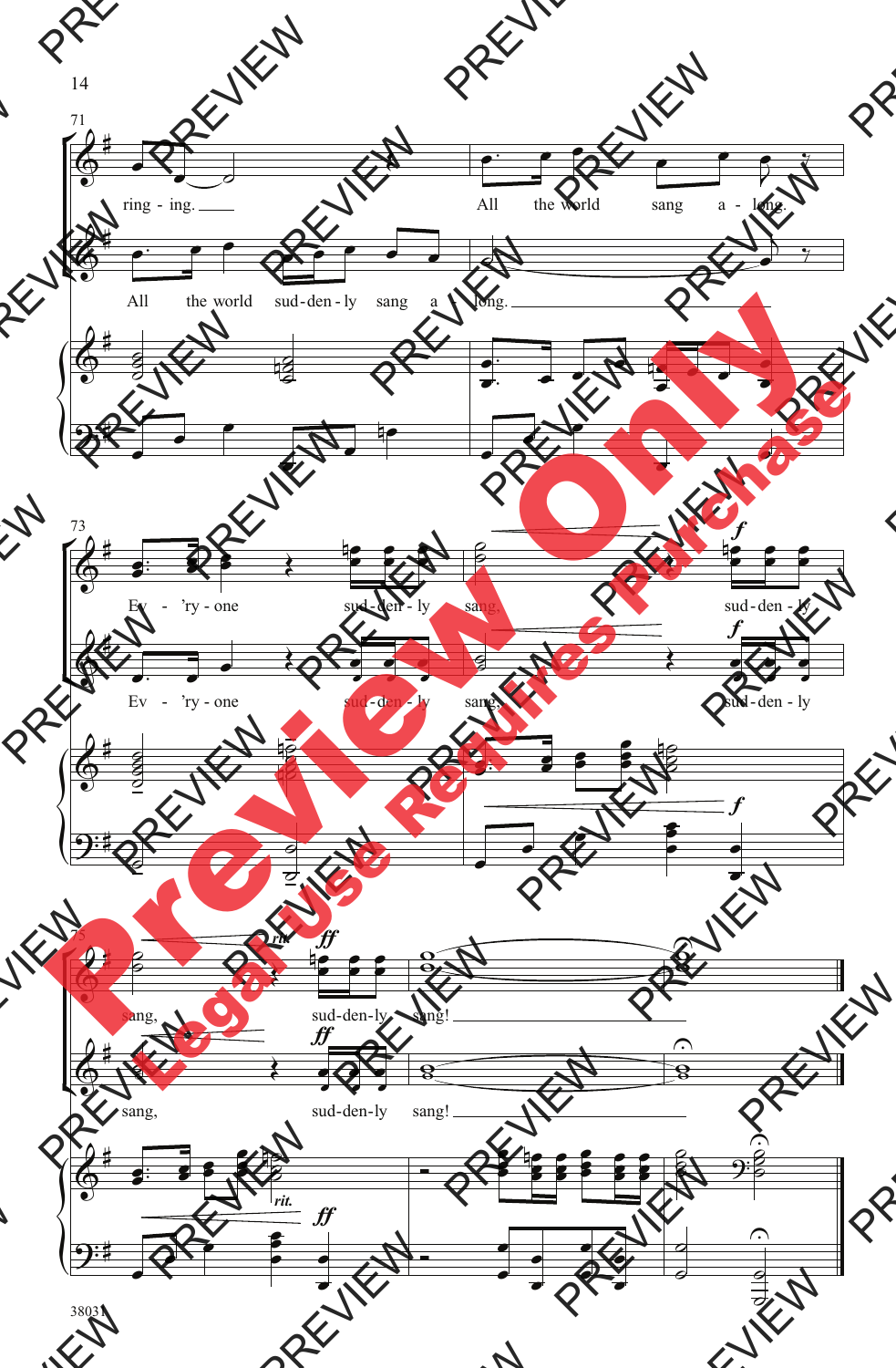ring - ing. All the world sang a - long.

All the world sud-den - ly sang a - long.

Ev - 'ry - one sud - den - ly sang, sud - den - ly

Ev - 'ry - one sud - den - ly sang, sud - den - ly

sang, sud-den-ly sang!

sang, sud-den-ly sang!